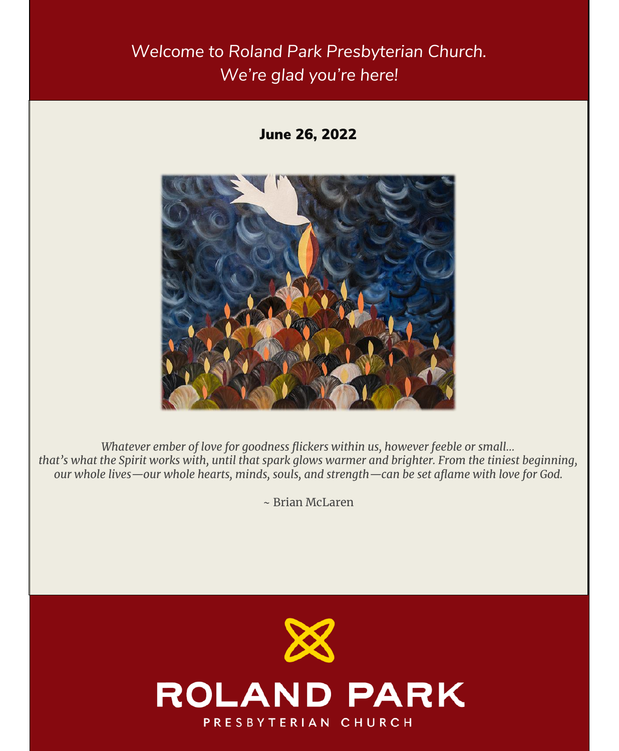*Welcome to Roland Park Presbyterian Church.*
*We're glad you're here!*

**June 26, 2022**

*Whatever ember of love for goodness flickers within us, however feeble or small…*
*that's what the Spirit works with, until that spark glows warmer and brighter. From the tiniest beginning, our whole lives—our whole hearts, minds, souls, and strength—can be set aflame with love for God.*

~ Brian McLaren

# ROLAND PARK

PRESBYTERIAN CHURCH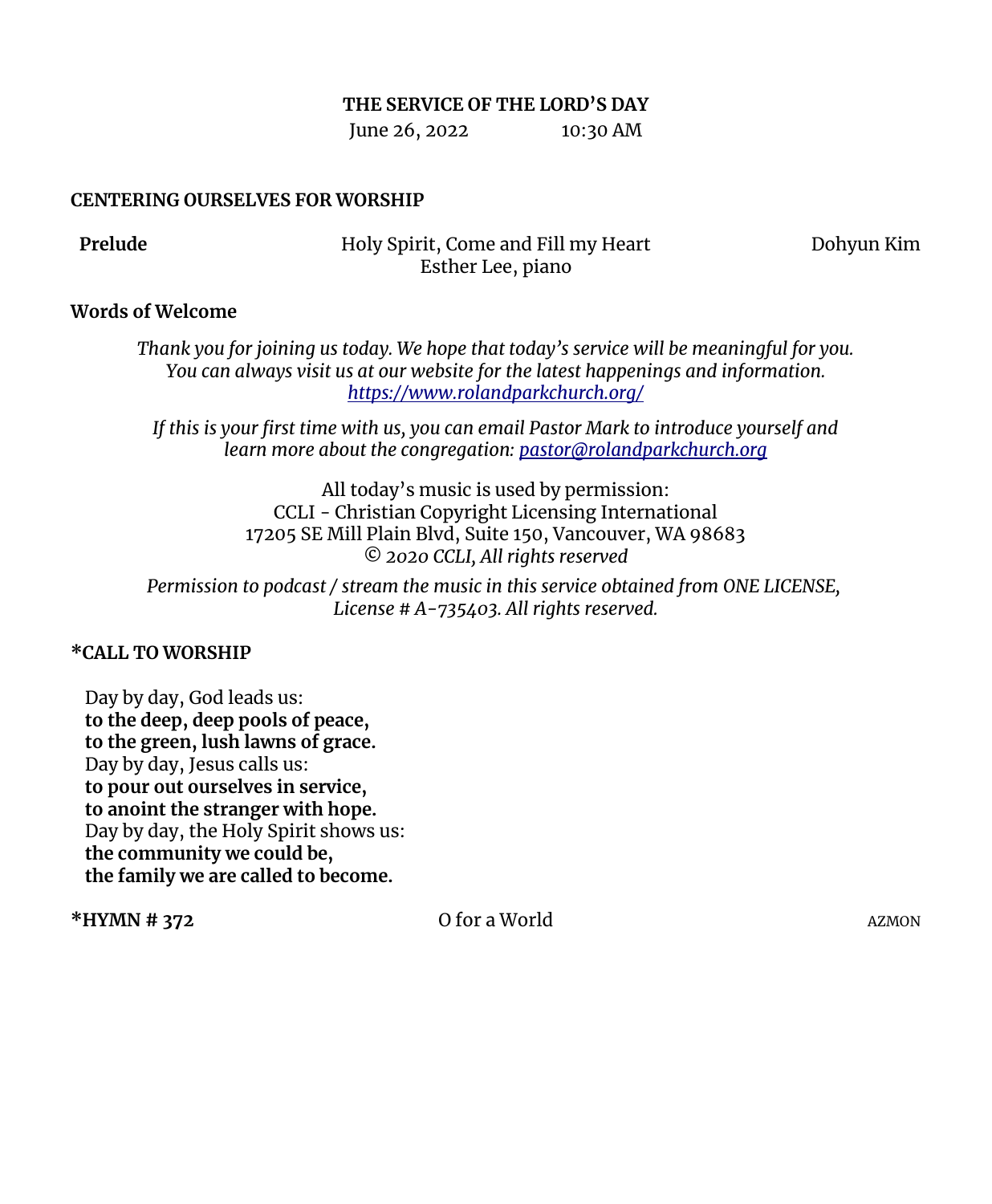**THE SERVICE OF THE LORD'S DAY**

June 26, 2022 10:30 AM

**CENTERING OURSELVES FOR WORSHIP**

**Prelude** Holy Spirit, Come and Fill my Heart Dohyun Kim
Esther Lee, piano

**Words of Welcome**

*Thank you for joining us today. We hope that today's service will be meaningful for you. You can always visit us at our website for the latest happenings and information.* *https://www.rolandparkchurch.org/*

*If this is your first time with us, you can email Pastor Mark to introduce yourself and learn more about the congregation: pastor@rolandparkchurch.org*

All today's music is used by permission:
CCLI - Christian Copyright Licensing International
17205 SE Mill Plain Blvd, Suite 150, Vancouver, WA 98683
© *2020 CCLI, All rights reserved*

*Permission to podcast / stream the music in this service obtained from ONE LICENSE, License # A-735403. All rights reserved.*

**\*CALL TO WORSHIP**

Day by day, God leads us:
**to the deep, deep pools of peace,**
**to the green, lush lawns of grace.**
Day by day, Jesus calls us:
**to pour out ourselves in service,**
**to anoint the stranger with hope.**
Day by day, the Holy Spirit shows us:
**the community we could be,**
**the family we are called to become.**

**\*HYMN # 372** O for a World AZMON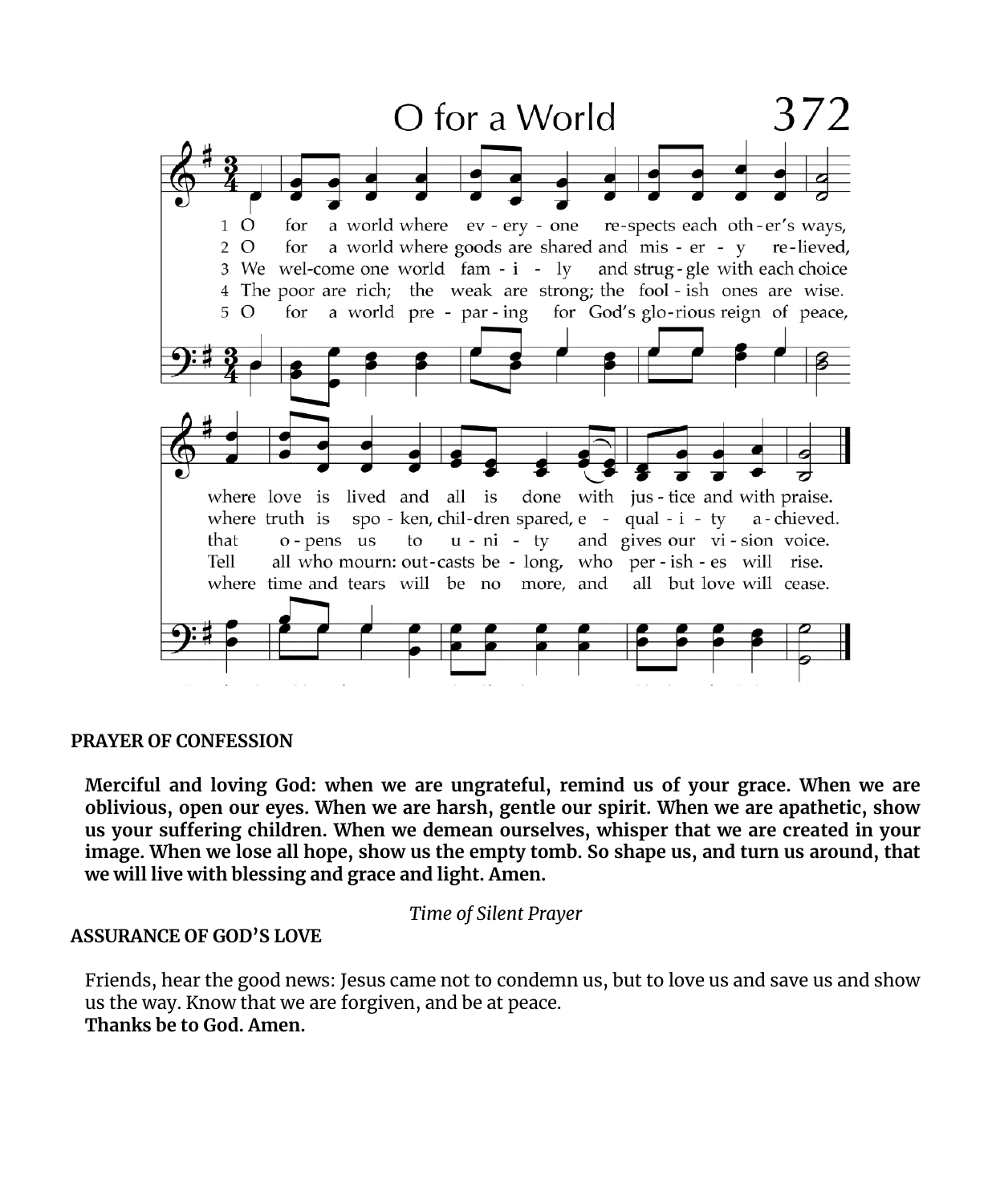## O for a World 372

1 O for a world where every one respects each other's ways, where love is lived and all is done with justice and with praise.

2 O for a world where goods are shared and misery relieved, where truth is spoken, children spared, equality achieved.

3 We welcome one world family and struggle with each choice that opens us to unity and gives our vision voice.

4 The poor are rich; the weak are strong; the foolish ones are wise. Tell all who mourn: outcasts belong, who perishes will rise.

5 O for a world preparing for God's glorious reign of peace, where time and tears will be no more, and all but love will cease.

**PRAYER OF CONFESSION**

**Merciful and loving God: when we are ungrateful, remind us of your grace. When we are oblivious, open our eyes. When we are harsh, gentle our spirit. When we are apathetic, show us your suffering children. When we demean ourselves, whisper that we are created in your image. When we lose all hope, show us the empty tomb. So shape us, and turn us around, that we will live with blessing and grace and light. Amen.**

*Time of Silent Prayer*

**ASSURANCE OF GOD'S LOVE**

Friends, hear the good news: Jesus came not to condemn us, but to love us and save us and show us the way. Know that we are forgiven, and be at peace.
**Thanks be to God. Amen.**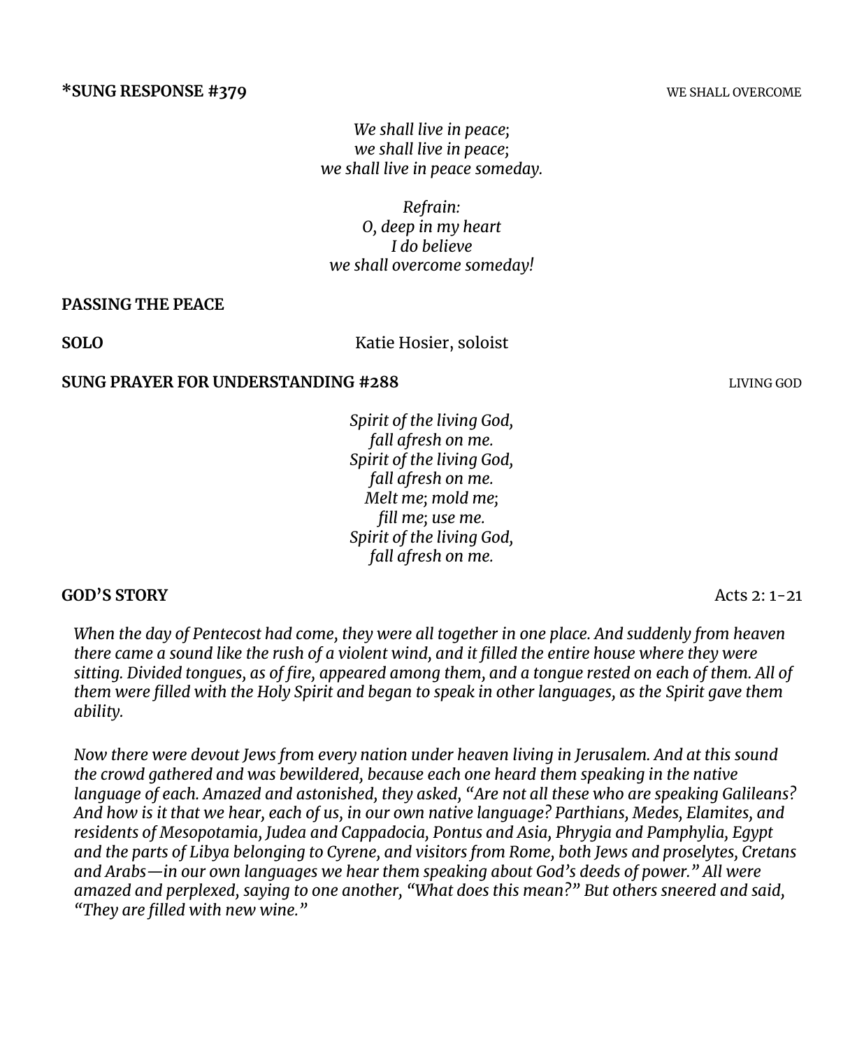**\*SUNG RESPONSE #379** WE SHALL OVERCOME

*We shall live in peace;*
*we shall live in peace;*
*we shall live in peace someday.*

*Refrain:*
*O, deep in my heart*
*I do believe*
*we shall overcome someday!*

**PASSING THE PEACE**

**SOLO** Katie Hosier, soloist

**SUNG PRAYER FOR UNDERSTANDING #288** LIVING GOD

*Spirit of the living God,*
*fall afresh on me.*
*Spirit of the living God,*
*fall afresh on me.*
*Melt me; mold me;*
*fill me; use me.*
*Spirit of the living God,*
*fall afresh on me.*

**GOD'S STORY** Acts 2: 1-21

*When the day of Pentecost had come, they were all together in one place. And suddenly from heaven there came a sound like the rush of a violent wind, and it filled the entire house where they were sitting. Divided tongues, as of fire, appeared among them, and a tongue rested on each of them. All of them were filled with the Holy Spirit and began to speak in other languages, as the Spirit gave them ability.*

*Now there were devout Jews from every nation under heaven living in Jerusalem. And at this sound the crowd gathered and was bewildered, because each one heard them speaking in the native language of each. Amazed and astonished, they asked, "Are not all these who are speaking Galileans? And how is it that we hear, each of us, in our own native language? Parthians, Medes, Elamites, and residents of Mesopotamia, Judea and Cappadocia, Pontus and Asia, Phrygia and Pamphylia, Egypt and the parts of Libya belonging to Cyrene, and visitors from Rome, both Jews and proselytes, Cretans and Arabs—in our own languages we hear them speaking about God's deeds of power." All were amazed and perplexed, saying to one another, "What does this mean?" But others sneered and said, "They are filled with new wine."*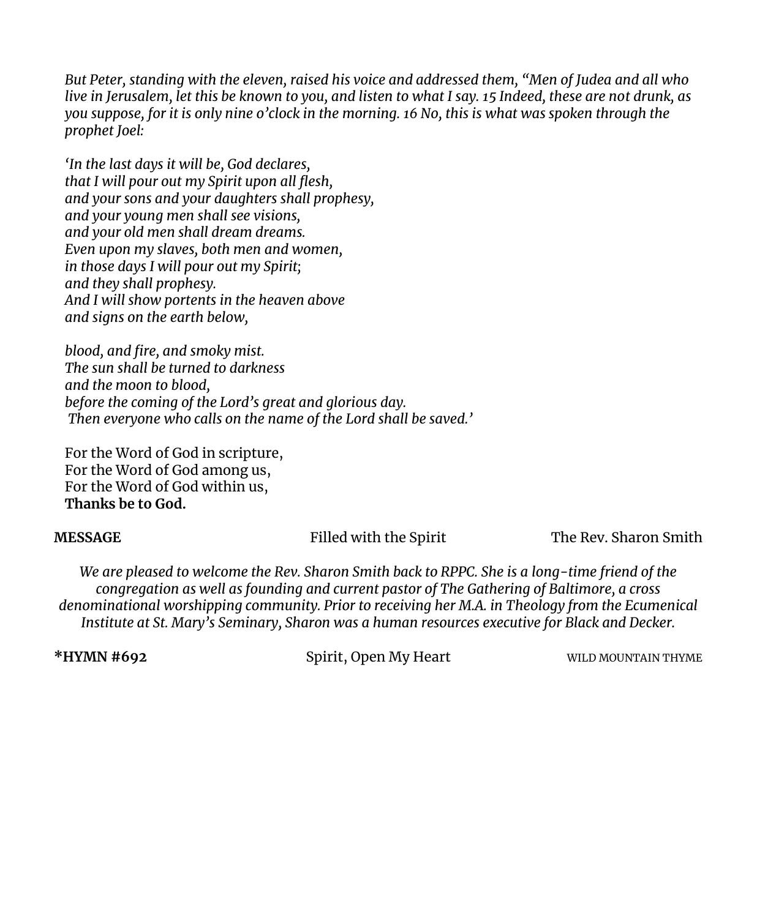*But Peter, standing with the eleven, raised his voice and addressed them, "Men of Judea and all who live in Jerusalem, let this be known to you, and listen to what I say. 15 Indeed, these are not drunk, as you suppose, for it is only nine o'clock in the morning. 16 No, this is what was spoken through the prophet Joel:*

*'In the last days it will be, God declares,*
*that I will pour out my Spirit upon all flesh,*
*and your sons and your daughters shall prophesy,*
*and your young men shall see visions,*
*and your old men shall dream dreams.*
*Even upon my slaves, both men and women,*
*in those days I will pour out my Spirit;*
*and they shall prophesy.*
*And I will show portents in the heaven above*
*and signs on the earth below,*

*blood, and fire, and smoky mist.*
*The sun shall be turned to darkness*
*and the moon to blood,*
*before the coming of the Lord's great and glorious day.*
*Then everyone who calls on the name of the Lord shall be saved.'*

For the Word of God in scripture,
For the Word of God among us,
For the Word of God within us,
**Thanks be to God.**

**MESSAGE** Filled with the Spirit The Rev. Sharon Smith

*We are pleased to welcome the Rev. Sharon Smith back to RPPC. She is a long-time friend of the congregation as well as founding and current pastor of The Gathering of Baltimore, a cross denominational worshipping community. Prior to receiving her M.A. in Theology from the Ecumenical Institute at St. Mary's Seminary, Sharon was a human resources executive for Black and Decker.*

**\*HYMN #692** Spirit, Open My Heart WILD MOUNTAIN THYME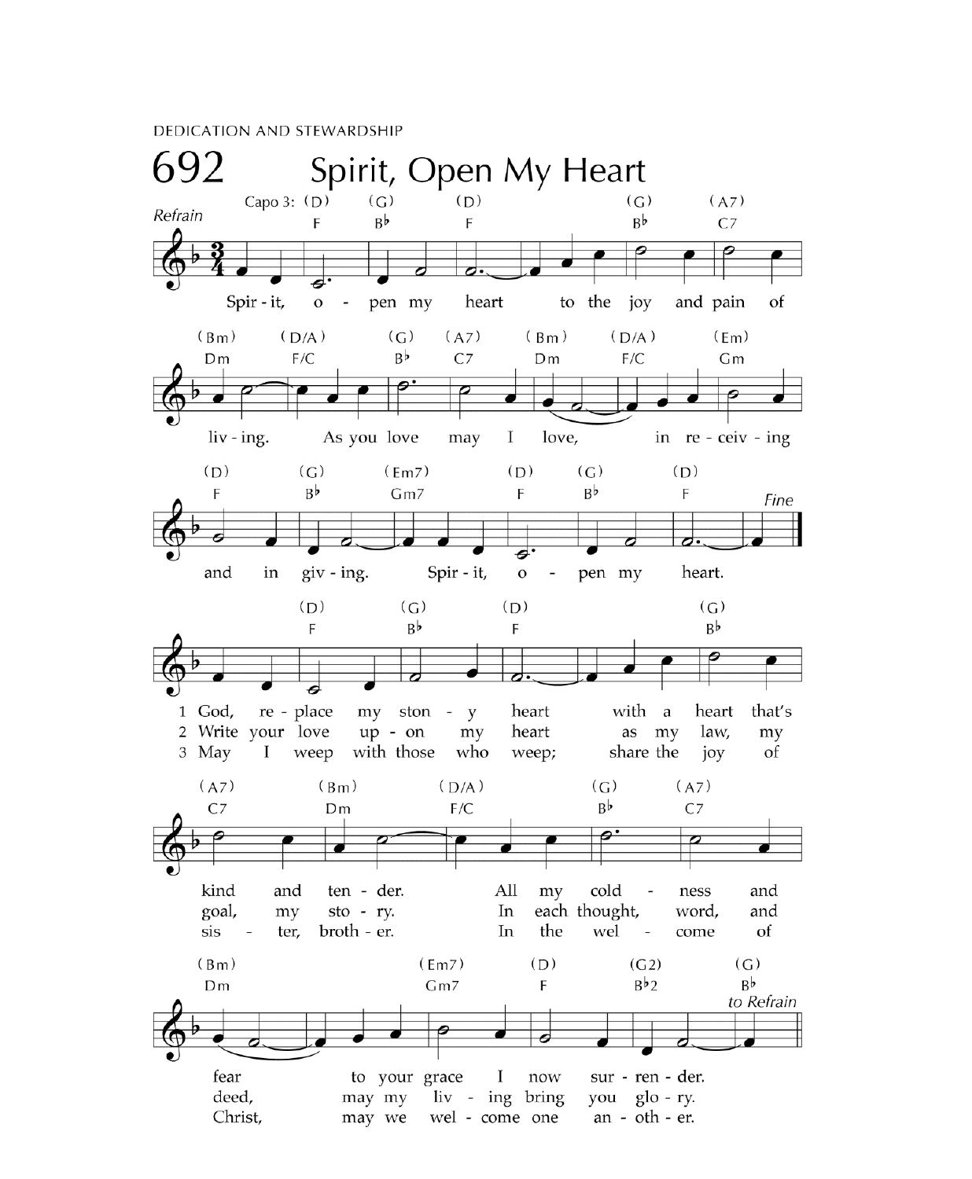DEDICATION AND STEWARDSHIP

# 692 Spirit, Open My Heart

*Refrain*

Spirit, open my heart to the joy and pain of living. As you love may I love, in receiving and in giving. Spirit, open my heart.

*Fine*

1 God, replace my stony heart with a heart that's kind and tender. All my coldness and fear to your grace I now surrender.

2 Write your love upon my heart as my law, my goal, my story. In each thought, word, and deed, may my living bring you glory.

3 May I weep with those who weep; share the joy of sister, brother. In the welcome of Christ, may we welcome one another.

*to Refrain*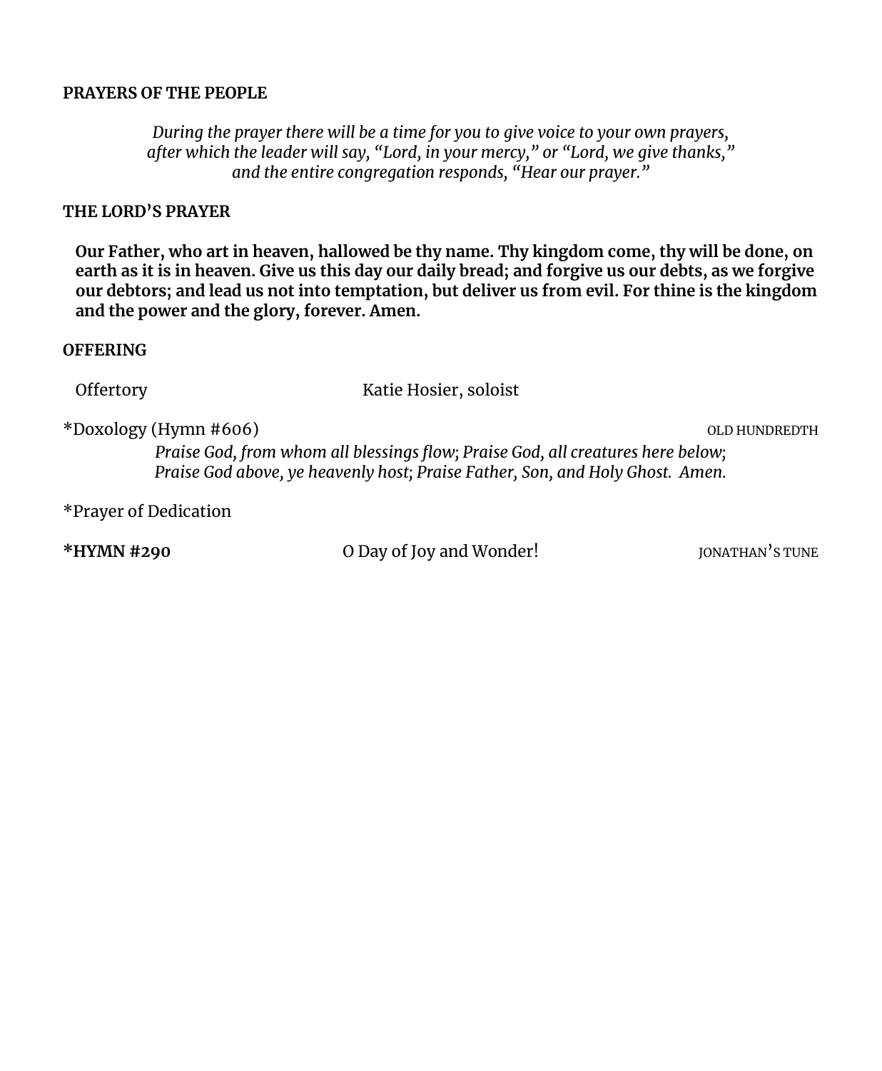**PRAYERS OF THE PEOPLE**

*During the prayer there will be a time for you to give voice to your own prayers, after which the leader will say, "Lord, in your mercy," or "Lord, we give thanks," and the entire congregation responds, "Hear our prayer."*

**THE LORD'S PRAYER**

**Our Father, who art in heaven, hallowed be thy name. Thy kingdom come, thy will be done, on earth as it is in heaven. Give us this day our daily bread; and forgive us our debts, as we forgive our debtors; and lead us not into temptation, but deliver us from evil. For thine is the kingdom and the power and the glory, forever. Amen.**

**OFFERING**

Offertory Katie Hosier, soloist

*Doxology (Hymn #606) OLD HUNDREDTH

*Praise God, from whom all blessings flow; Praise God, all creatures here below; Praise God above, ye heavenly host; Praise Father, Son, and Holy Ghost. Amen.*

*Prayer of Dedication

**\*HYMN #290** O Day of Joy and Wonder! JONATHAN'S TUNE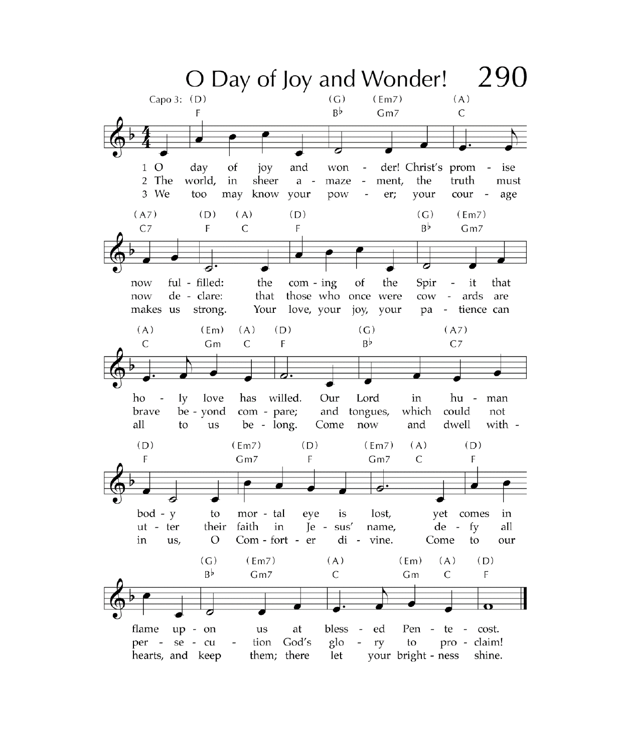# O Day of Joy and Wonder! 290

Capo 3

1. O day of joy and wonder! Christ's promise now fulfilled: the coming of the Spirit that holy love has willed. Our Lord in human body to mortal eye is lost, yet comes in flame upon us at blessed Pentecost.

2. The world, in sheer amazement, the truth must now declare: that those who once were cowards are brave beyond compare; and tongues, which could not utter their faith in Jesus' name, defy all persecution God's glory to proclaim!

3. We too may know your power; your courage makes us strong. Your love, your joy, your patience can all to us belong. Come now and dwell within us, O Comforter divine. Come to our hearts, and keep them; there let your brightness shine.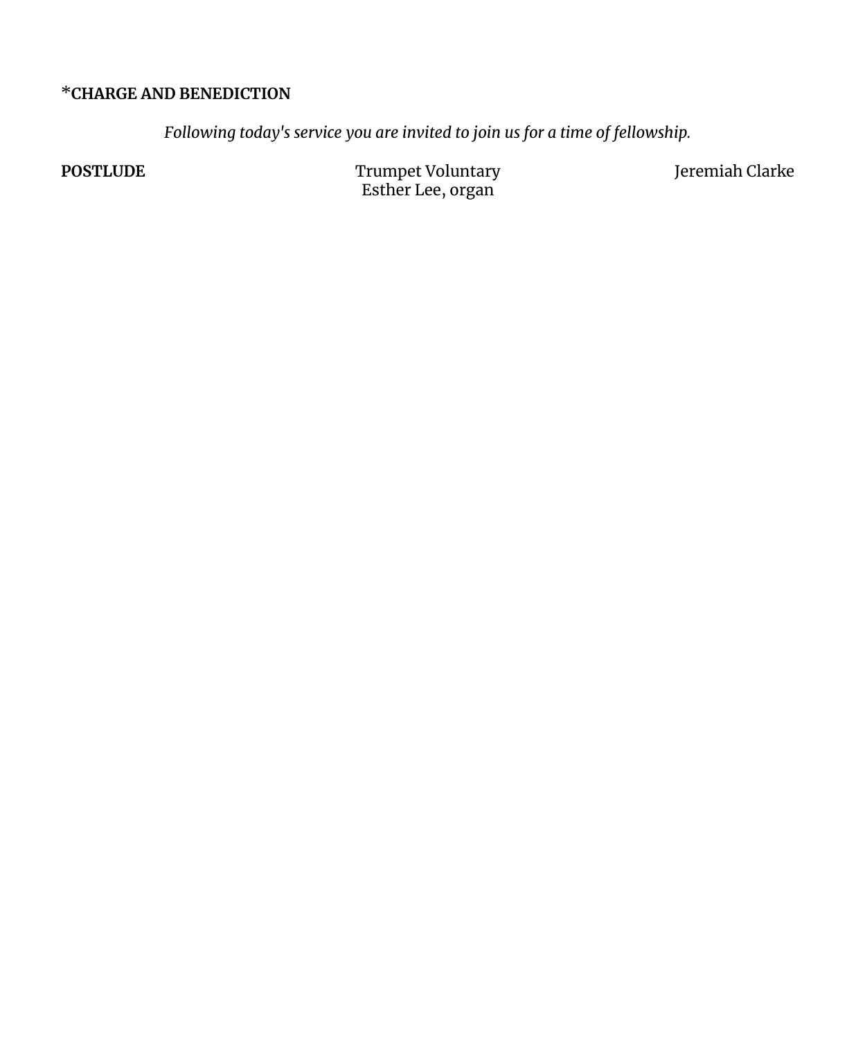**\*CHARGE AND BENEDICTION**

*Following today's service you are invited to join us for a time of fellowship.*

**POSTLUDE** Trumpet Voluntary Jeremiah Clarke
Esther Lee, organ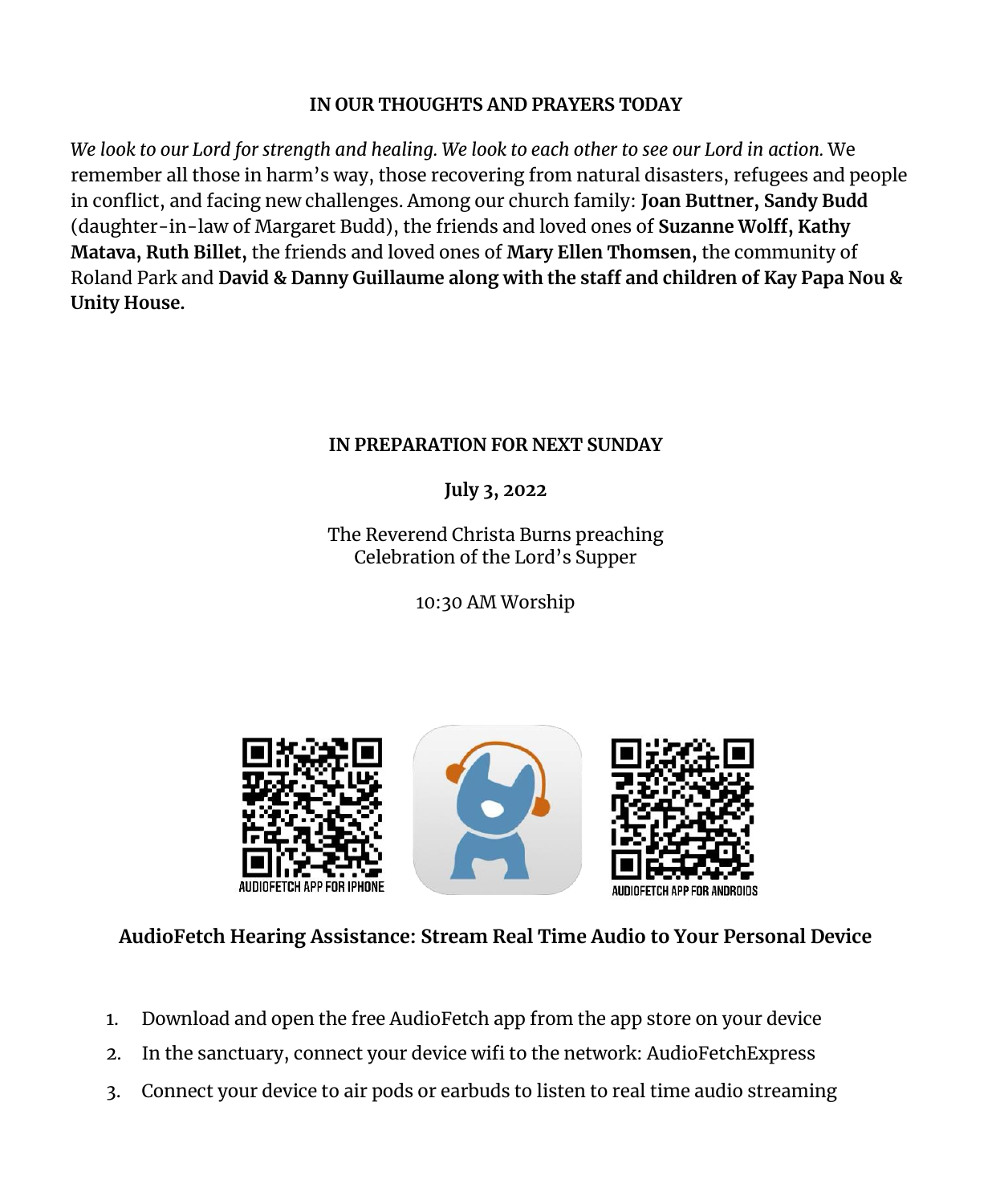## IN OUR THOUGHTS AND PRAYERS TODAY

*We look to our Lord for strength and healing. We look to each other to see our Lord in action.* We remember all those in harm's way, those recovering from natural disasters, refugees and people in conflict, and facing new challenges. Among our church family: **Joan Buttner, Sandy Budd** (daughter-in-law of Margaret Budd), the friends and loved ones of **Suzanne Wolff, Kathy Matava, Ruth Billet,** the friends and loved ones of **Mary Ellen Thomsen,** the community of Roland Park and **David & Danny Guillaume along with the staff and children of Kay Papa Nou & Unity House.**

## IN PREPARATION FOR NEXT SUNDAY

**July 3, 2022**

The Reverend Christa Burns preaching
Celebration of the Lord's Supper

10:30 AM Worship

AUDIOFETCH APP FOR IPHONE

AUDIOFETCH APP FOR ANDROIDS

**AudioFetch Hearing Assistance: Stream Real Time Audio to Your Personal Device**

1. Download and open the free AudioFetch app from the app store on your device
2. In the sanctuary, connect your device wifi to the network: AudioFetchExpress
3. Connect your device to air pods or earbuds to listen to real time audio streaming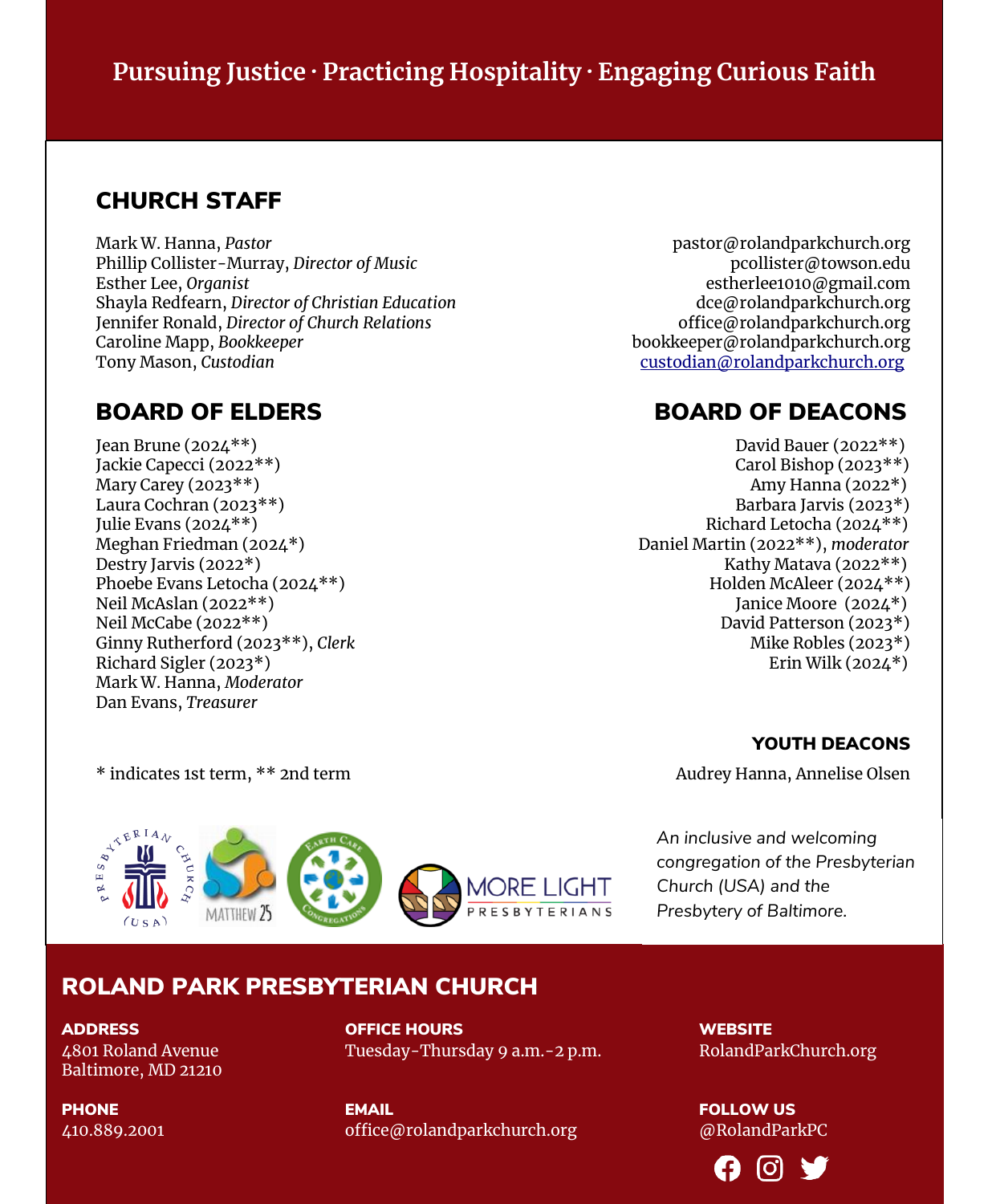**Pursuing Justice · Practicing Hospitality · Engaging Curious Faith**

## CHURCH STAFF

| | |
|---|---|
| Mark W. Hanna, *Pastor* | pastor@rolandparkchurch.org |
| Phillip Collister-Murray, *Director of Music* | pcollister@towson.edu |
| Esther Lee, *Organist* | estherlee1010@gmail.com |
| Shayla Redfearn, *Director of Christian Education* | dce@rolandparkchurch.org |
| Jennifer Ronald, *Director of Church Relations* | office@rolandparkchurch.org |
| Caroline Mapp, *Bookkeeper* | bookkeeper@rolandparkchurch.org |
| Tony Mason, *Custodian* | custodian@rolandparkchurch.org |

## BOARD OF ELDERS

Jean Brune (2024**)
Jackie Capecci (2022**)
Mary Carey (2023**)
Laura Cochran (2023**)
Julie Evans (2024**)
Meghan Friedman (2024*)
Destry Jarvis (2022*)
Phoebe Evans Letocha (2024**)
Neil McAslan (2022**)
Neil McCabe (2022**)
Ginny Rutherford (2023**), *Clerk*
Richard Sigler (2023*)
Mark W. Hanna, *Moderator*
Dan Evans, *Treasurer*

## BOARD OF DEACONS

David Bauer (2022**)
Carol Bishop (2023**)
Amy Hanna (2022*)
Barbara Jarvis (2023*)
Richard Letocha (2024**)
Daniel Martin (2022**), *moderator*
Kathy Matava (2022**)
Holden McAleer (2024**)
Janice Moore (2024*)
David Patterson (2023*)
Mike Robles (2023*)
Erin Wilk (2024*)

### YOUTH DEACONS

Audrey Hanna, Annelise Olsen

* indicates 1st term, ** 2nd term

*An inclusive and welcoming congregation of the Presbyterian Church (USA) and the Presbytery of Baltimore.*

## ROLAND PARK PRESBYTERIAN CHURCH

**ADDRESS**
4801 Roland Avenue
Baltimore, MD 21210

**OFFICE HOURS**
Tuesday-Thursday 9 a.m.-2 p.m.

**WEBSITE**
RolandParkChurch.org

**PHONE**
410.889.2001

**EMAIL**
office@rolandparkchurch.org

**FOLLOW US**
@RolandParkPC